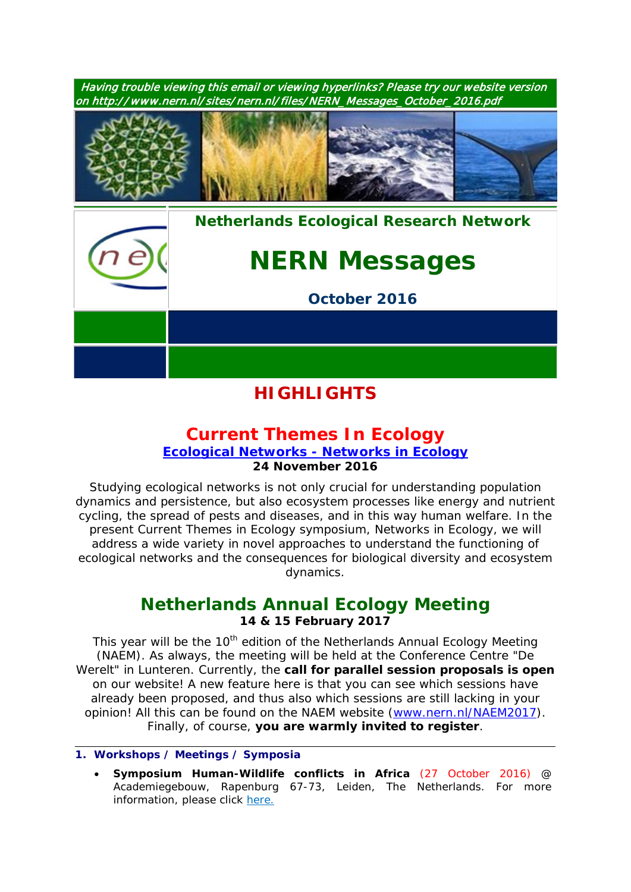*Having trouble viewing this email or viewing hyperlinks? Please try our website version on http://www.nern.nl/sites/nern.nl/files/NERN_Messages_October_2016.pdf*

**Netherlands Ecological Research Network**

# NERN Messages

**October 2016**

## HIGHLIGHTS

### Current Themes In Ecology

**[Ecological Networks - Networks in Ecology](#)**

**24 November 2016**

Studying ecological networks is not only crucial for understanding population dynamics and persistence, but also ecosystem processes like energy and nutrient cycling, the spread of pests and diseases, and in this way human welfare. In the present Current Themes in Ecology symposium, Networks in Ecology, we will address a wide variety in novel approaches to understand the functioning of ecological networks and the consequences for biological diversity and ecosystem dynamics.

### Netherlands Annual Ecology Meeting

**14 & 15 February 2017**

This year will be the 10th edition of the Netherlands Annual Ecology Meeting (NAEM). As always, the meeting will be held at the Conference Centre "De Werelt" in Lunteren. Currently, the **call for parallel session proposals is open** on our website! A new feature here is that you can see which sessions have already been proposed, and thus also which sessions are still lacking in your opinion! All this can be found on the NAEM website ([www.nern.nl/NAEM2017](www.nern.nl/NAEM2017)). Finally, of course, **you are warmly invited to register**.

---

**1. Workshops / Meetings / Symposia**

- **Symposium Human-Wildlife conflicts in Africa** (27 October 2016) @ Academiegebouw, Rapenburg 67-73, Leiden, The Netherlands. For more information, please click [here.](#)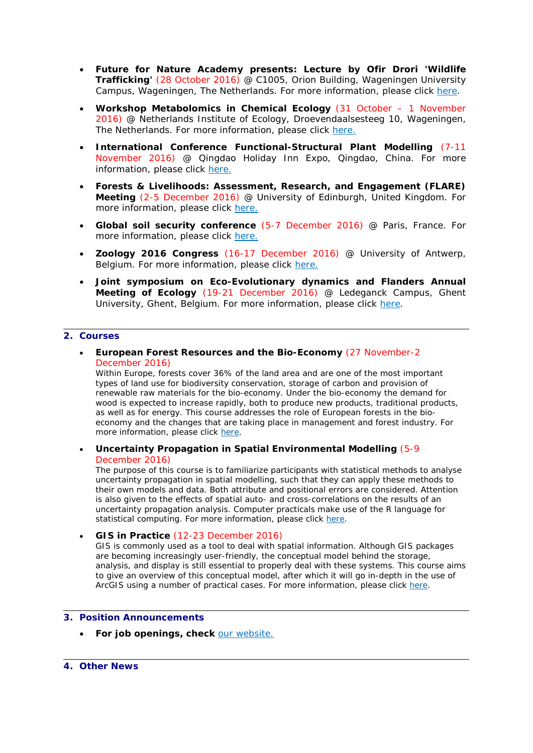- **Future for Nature Academy presents: Lecture by Ofir Drori 'Wildlife Trafficking'** (28 October 2016) @ C1005, Orion Building, Wageningen University Campus, Wageningen, The Netherlands. For more information, please click here.

- **Workshop Metabolomics in Chemical Ecology** (31 October – 1 November 2016) @ Netherlands Institute of Ecology, Droevendaalsesteeg 10, Wageningen, The Netherlands. For more information, please click here.

- **International Conference Functional-Structural Plant Modelling** (7-11 November 2016) @ Qingdao Holiday Inn Expo, Qingdao, China. For more information, please click here.

- **Forests & Livelihoods: Assessment, Research, and Engagement (FLARE) Meeting** (2-5 December 2016) @ University of Edinburgh, United Kingdom. For more information, please click here.

- **Global soil security conference** (5-7 December 2016) @ Paris, France. For more information, please click here.

- **Zoology 2016 Congress** (16-17 December 2016) @ University of Antwerp, Belgium. For more information, please click here.

- **Joint symposium on Eco-Evolutionary dynamics and Flanders Annual Meeting of Ecology** (19-21 December 2016) @ Ledeganck Campus, Ghent University, Ghent, Belgium. For more information, please click here.

## 2. Courses

- **European Forest Resources and the Bio-Economy** (27 November-2 December 2016)
  Within Europe, forests cover 36% of the land area and are one of the most important types of land use for biodiversity conservation, storage of carbon and provision of renewable raw materials for the bio-economy. Under the bio-economy the demand for wood is expected to increase rapidly, both to produce new products, traditional products, as well as for energy. This course addresses the role of European forests in the bio-economy and the changes that are taking place in management and forest industry. For more information, please click here.

- **Uncertainty Propagation in Spatial Environmental Modelling** (5-9 December 2016)
  The purpose of this course is to familiarize participants with statistical methods to analyse uncertainty propagation in spatial modelling, such that they can apply these methods to their own models and data. Both attribute and positional errors are considered. Attention is also given to the effects of spatial auto- and cross-correlations on the results of an uncertainty propagation analysis. Computer practicals make use of the R language for statistical computing. For more information, please click here.

- **GIS in Practice** (12-23 December 2016)
  GIS is commonly used as a tool to deal with spatial information. Although GIS packages are becoming increasingly user-friendly, the conceptual model behind the storage, analysis, and display is still essential to properly deal with these systems. This course aims to give an overview of this conceptual model, after which it will go in-depth in the use of ArcGIS using a number of practical cases. For more information, please click here.

## 3. Position Announcements

- **For job openings, check** our website.

## 4. Other News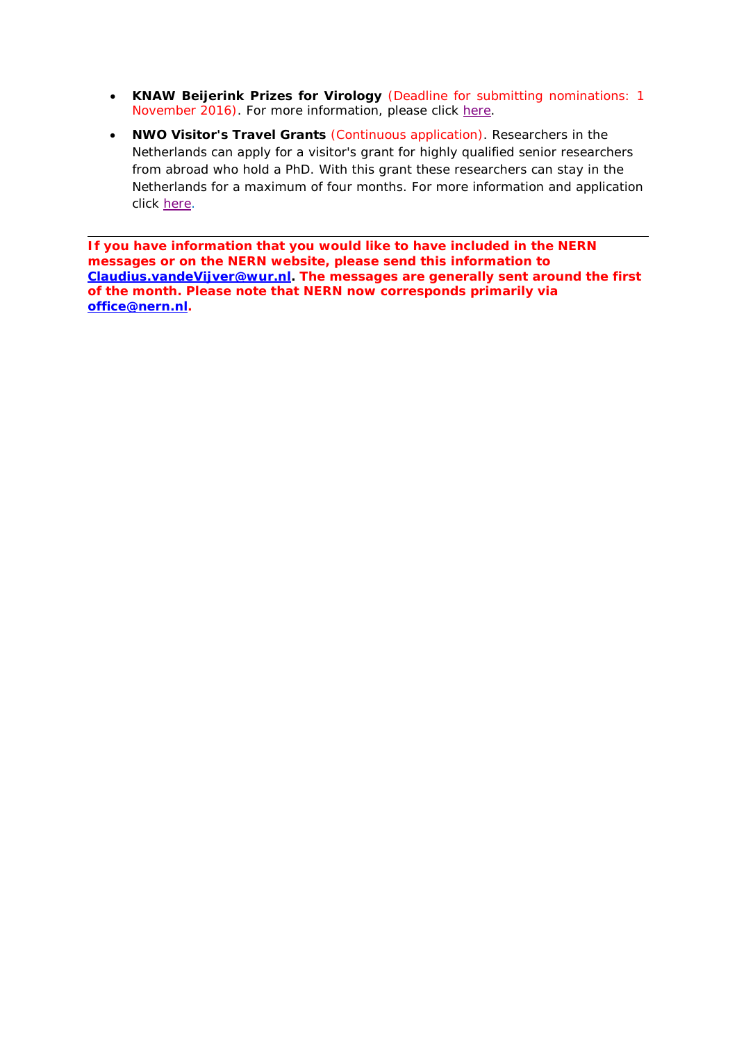- **KNAW Beijerink Prizes for Virology** (Deadline for submitting nominations: 1 November 2016). For more information, please click here.
- **NWO Visitor's Travel Grants** (Continuous application). Researchers in the Netherlands can apply for a visitor's grant for highly qualified senior researchers from abroad who hold a PhD. With this grant these researchers can stay in the Netherlands for a maximum of four months. For more information and application click here.

---

**If you have information that you would like to have included in the NERN messages or on the NERN website, please send this information to Claudius.vandeVijver@wur.nl. The messages are generally sent around the first of the month. Please note that NERN now corresponds primarily via office@nern.nl.**